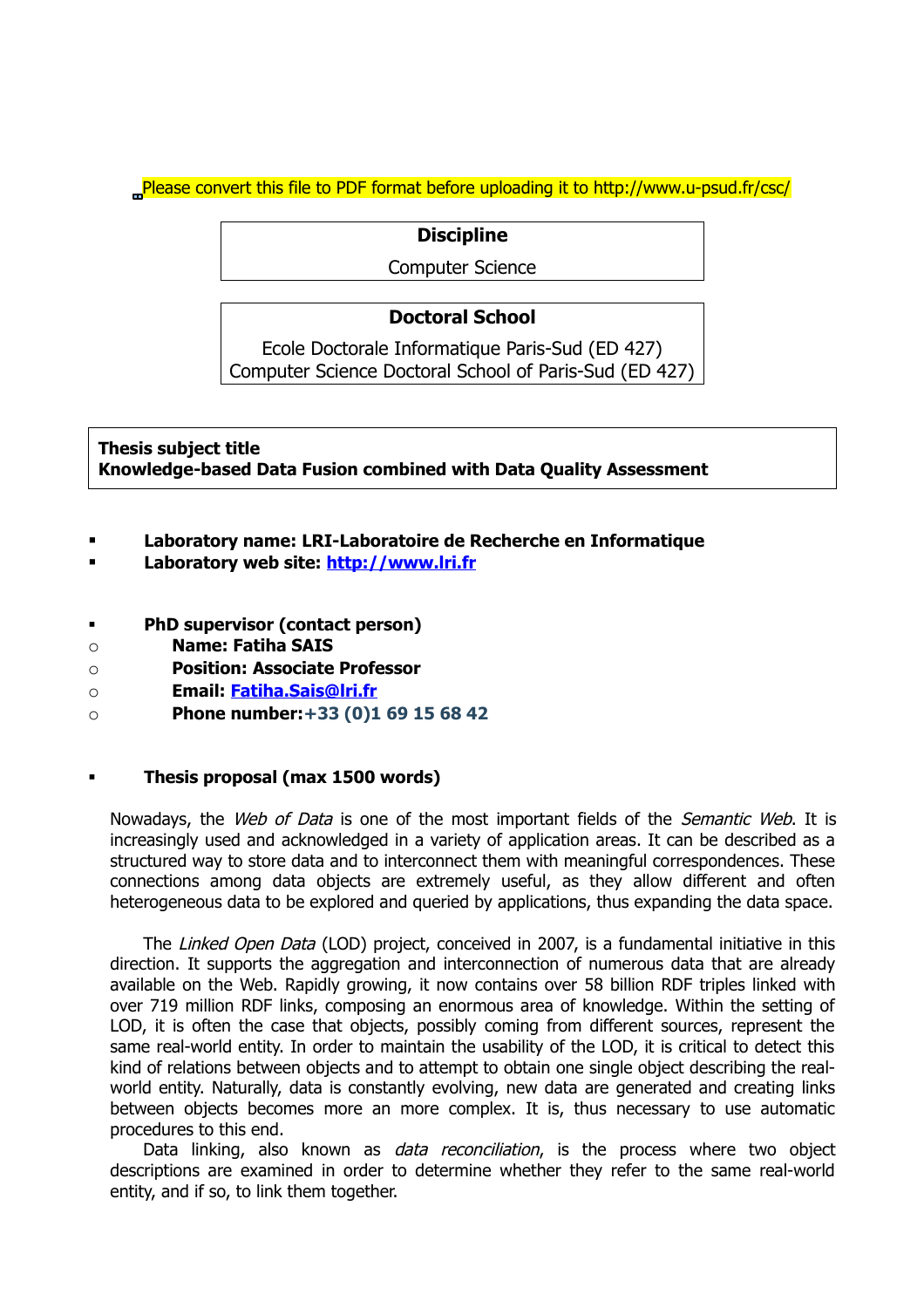Please convert this file to PDF format before uploading it to http://www.u-psud.fr/csc/

| **Discipline** |
| --- |
| Computer Science |

| **Doctoral School** |
| --- |
| Ecole Doctorale Informatique Paris-Sud (ED 427)<br>Computer Science Doctoral School of Paris-Sud (ED 427) |

**Thesis subject title**
**Knowledge-based Data Fusion combined with Data Quality Assessment**

- **Laboratory name: LRI-Laboratoire de Recherche en Informatique**
- **Laboratory web site: [http://www.lri.fr](http://www.lri.fr)**

- **PhD supervisor (contact person)**
  - **Name: Fatiha SAIS**
  - **Position: Associate Professor**
  - **Email: [Fatiha.Sais@lri.fr](mailto:Fatiha.Sais@lri.fr)**
  - **Phone number:+33 (0)1 69 15 68 42**

- **Thesis proposal (max 1500 words)**

Nowadays, the *Web of Data* is one of the most important fields of the *Semantic Web*. It is increasingly used and acknowledged in a variety of application areas. It can be described as a structured way to store data and to interconnect them with meaningful correspondences. These connections among data objects are extremely useful, as they allow different and often heterogeneous data to be explored and queried by applications, thus expanding the data space.

The *Linked Open Data* (LOD) project, conceived in 2007, is a fundamental initiative in this direction. It supports the aggregation and interconnection of numerous data that are already available on the Web. Rapidly growing, it now contains over 58 billion RDF triples linked with over 719 million RDF links, composing an enormous area of knowledge. Within the setting of LOD, it is often the case that objects, possibly coming from different sources, represent the same real-world entity. In order to maintain the usability of the LOD, it is critical to detect this kind of relations between objects and to attempt to obtain one single object describing the real-world entity. Naturally, data is constantly evolving, new data are generated and creating links between objects becomes more an more complex. It is, thus necessary to use automatic procedures to this end.

Data linking, also known as *data reconciliation*, is the process where two object descriptions are examined in order to determine whether they refer to the same real-world entity, and if so, to link them together.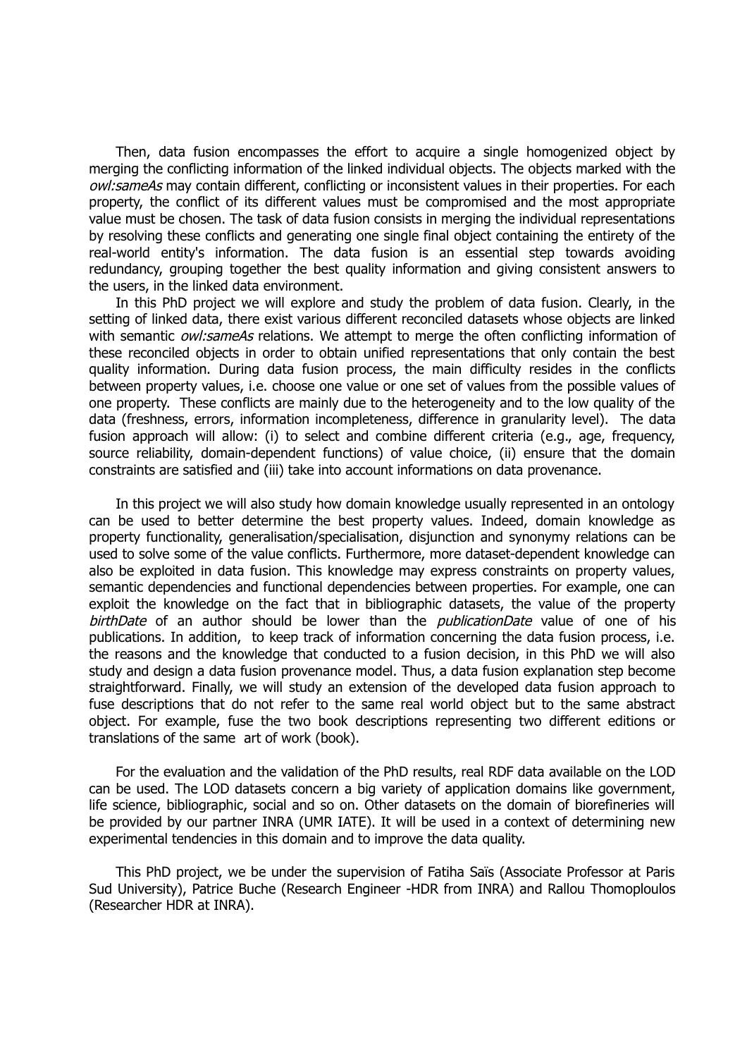Then, data fusion encompasses the effort to acquire a single homogenized object by merging the conflicting information of the linked individual objects. The objects marked with the *owl:sameAs* may contain different, conflicting or inconsistent values in their properties. For each property, the conflict of its different values must be compromised and the most appropriate value must be chosen. The task of data fusion consists in merging the individual representations by resolving these conflicts and generating one single final object containing the entirety of the real-world entity's information. The data fusion is an essential step towards avoiding redundancy, grouping together the best quality information and giving consistent answers to the users, in the linked data environment.

In this PhD project we will explore and study the problem of data fusion. Clearly, in the setting of linked data, there exist various different reconciled datasets whose objects are linked with semantic *owl:sameAs* relations. We attempt to merge the often conflicting information of these reconciled objects in order to obtain unified representations that only contain the best quality information. During data fusion process, the main difficulty resides in the conflicts between property values, i.e. choose one value or one set of values from the possible values of one property. These conflicts are mainly due to the heterogeneity and to the low quality of the data (freshness, errors, information incompleteness, difference in granularity level). The data fusion approach will allow: (i) to select and combine different criteria (e.g., age, frequency, source reliability, domain-dependent functions) of value choice, (ii) ensure that the domain constraints are satisfied and (iii) take into account informations on data provenance.

In this project we will also study how domain knowledge usually represented in an ontology can be used to better determine the best property values. Indeed, domain knowledge as property functionality, generalisation/specialisation, disjunction and synonymy relations can be used to solve some of the value conflicts. Furthermore, more dataset-dependent knowledge can also be exploited in data fusion. This knowledge may express constraints on property values, semantic dependencies and functional dependencies between properties. For example, one can exploit the knowledge on the fact that in bibliographic datasets, the value of the property *birthDate* of an author should be lower than the *publicationDate* value of one of his publications. In addition, to keep track of information concerning the data fusion process, i.e. the reasons and the knowledge that conducted to a fusion decision, in this PhD we will also study and design a data fusion provenance model. Thus, a data fusion explanation step become straightforward. Finally, we will study an extension of the developed data fusion approach to fuse descriptions that do not refer to the same real world object but to the same abstract object. For example, fuse the two book descriptions representing two different editions or translations of the same art of work (book).

For the evaluation and the validation of the PhD results, real RDF data available on the LOD can be used. The LOD datasets concern a big variety of application domains like government, life science, bibliographic, social and so on. Other datasets on the domain of biorefineries will be provided by our partner INRA (UMR IATE). It will be used in a context of determining new experimental tendencies in this domain and to improve the data quality.

This PhD project, we be under the supervision of Fatiha Saïs (Associate Professor at Paris Sud University), Patrice Buche (Research Engineer -HDR from INRA) and Rallou Thomoploulos (Researcher HDR at INRA).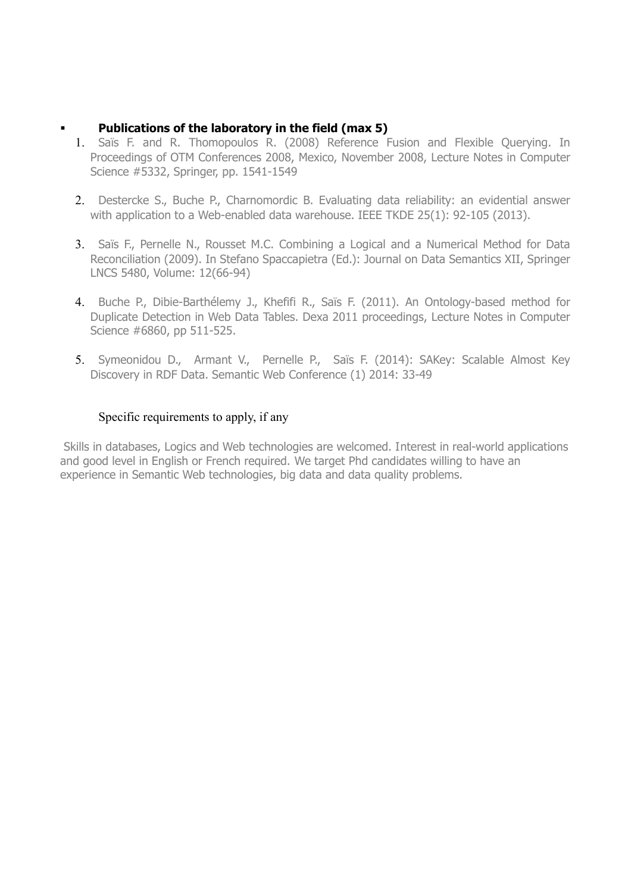- **Publications of the laboratory in the field (max 5)**

1. Saïs F. and R. Thomopoulos R. (2008) Reference Fusion and Flexible Querying. In Proceedings of OTM Conferences 2008, Mexico, November 2008, Lecture Notes in Computer Science #5332, Springer, pp. 1541-1549

2. Destercke S., Buche P., Charnomordic B. Evaluating data reliability: an evidential answer with application to a Web-enabled data warehouse. IEEE TKDE 25(1): 92-105 (2013).

3. Saïs F., Pernelle N., Rousset M.C. Combining a Logical and a Numerical Method for Data Reconciliation (2009). In Stefano Spaccapietra (Ed.): Journal on Data Semantics XII, Springer LNCS 5480, Volume: 12(66-94)

4. Buche P., Dibie-Barthélemy J., Khefifi R., Saïs F. (2011). An Ontology-based method for Duplicate Detection in Web Data Tables. Dexa 2011 proceedings, Lecture Notes in Computer Science #6860, pp 511-525.

5. Symeonidou D., Armant V., Pernelle P., Saïs F. (2014): SAKey: Scalable Almost Key Discovery in RDF Data. Semantic Web Conference (1) 2014: 33-49

Specific requirements to apply, if any

Skills in databases, Logics and Web technologies are welcomed. Interest in real-world applications and good level in English or French required. We target Phd candidates willing to have an experience in Semantic Web technologies, big data and data quality problems.